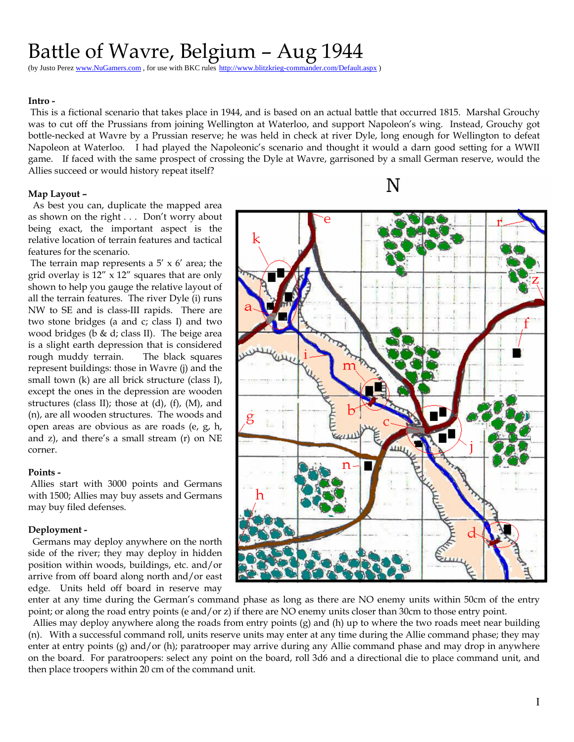# Battle of Wavre, Belgium – Aug 1944

(by Justo Perez www.NuGamers.com , for use with BKC rules http://www.blitzkrieg-commander.com/Default.aspx )

**Intro -**

This is a fictional scenario that takes place in 1944, and is based on an actual battle that occurred 1815. Marshal Grouchy was to cut off the Prussians from joining Wellington at Waterloo, and support Napoleon's wing. Instead, Grouchy got bottle-necked at Wavre by a Prussian reserve; he was held in check at river Dyle, long enough for Wellington to defeat Napoleon at Waterloo. I had played the Napoleonic's scenario and thought it would a darn good setting for a WWII game. If faced with the same prospect of crossing the Dyle at Wavre, garrisoned by a small German reserve, would the Allies succeed or would history repeat itself?

**Map Layout –**

As best you can, duplicate the mapped area as shown on the right . . . Don't worry about being exact, the important aspect is the relative location of terrain features and tactical features for the scenario.

The terrain map represents a 5' x 6' area; the grid overlay is 12" x 12" squares that are only shown to help you gauge the relative layout of all the terrain features. The river Dyle (i) runs NW to SE and is class-III rapids. There are two stone bridges (a and c; class I) and two wood bridges (b & d; class II). The beige area is a slight earth depression that is considered rough muddy terrain. The black squares represent buildings: those in Wavre (j) and the small town (k) are all brick structure (class I), except the ones in the depression are wooden structures (class II); those at (d), (f), (M), and (n), are all wooden structures. The woods and open areas are obvious as are roads (e, g, h, and z), and there's a small stream (r) on NE corner.

**Points -**

Allies start with 3000 points and Germans with 1500; Allies may buy assets and Germans may buy filed defenses.

**Deployment -**

Germans may deploy anywhere on the north side of the river; they may deploy in hidden position within woods, buildings, etc. and/or arrive from off board along north and/or east edge. Units held off board in reserve may enter at any time during the German's command phase as long as there are NO enemy units within 50cm of the entry point; or along the road entry points (e and/or z) if there are NO enemy units closer than 30cm to those entry point.

Allies may deploy anywhere along the roads from entry points (g) and (h) up to where the two roads meet near building (n). With a successful command roll, units reserve units may enter at any time during the Allie command phase; they may enter at entry points (g) and/or (h); paratrooper may arrive during any Allie command phase and may drop in anywhere on the board. For paratroopers: select any point on the board, roll 3d6 and a directional die to place command unit, and then place troopers within 20 cm of the command unit.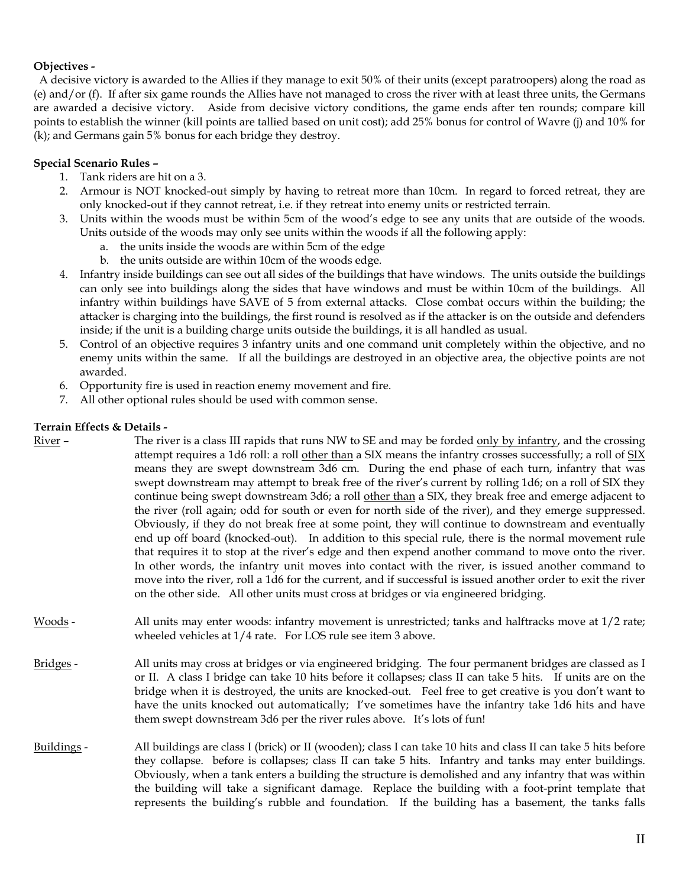**Objectives -**

A decisive victory is awarded to the Allies if they manage to exit 50% of their units (except paratroopers) along the road as (e) and/or (f). If after six game rounds the Allies have not managed to cross the river with at least three units, the Germans are awarded a decisive victory. Aside from decisive victory conditions, the game ends after ten rounds; compare kill points to establish the winner (kill points are tallied based on unit cost); add 25% bonus for control of Wavre (j) and 10% for (k); and Germans gain 5% bonus for each bridge they destroy.

**Special Scenario Rules –**

1. Tank riders are hit on a 3.
2. Armour is NOT knocked-out simply by having to retreat more than 10cm. In regard to forced retreat, they are only knocked-out if they cannot retreat, i.e. if they retreat into enemy units or restricted terrain.
3. Units within the woods must be within 5cm of the wood's edge to see any units that are outside of the woods. Units outside of the woods may only see units within the woods if all the following apply:
   a. the units inside the woods are within 5cm of the edge
   b. the units outside are within 10cm of the woods edge.
4. Infantry inside buildings can see out all sides of the buildings that have windows. The units outside the buildings can only see into buildings along the sides that have windows and must be within 10cm of the buildings. All infantry within buildings have SAVE of 5 from external attacks. Close combat occurs within the building; the attacker is charging into the buildings, the first round is resolved as if the attacker is on the outside and defenders inside; if the unit is a building charge units outside the buildings, it is all handled as usual.
5. Control of an objective requires 3 infantry units and one command unit completely within the objective, and no enemy units within the same. If all the buildings are destroyed in an objective area, the objective points are not awarded.
6. Opportunity fire is used in reaction enemy movement and fire.
7. All other optional rules should be used with common sense.

**Terrain Effects & Details -**

<u>River</u> – The river is a class III rapids that runs NW to SE and may be forded <u>only by infantry</u>, and the crossing attempt requires a 1d6 roll: a roll <u>other than</u> a SIX means the infantry crosses successfully; a roll of <u>SIX</u> means they are swept downstream 3d6 cm. During the end phase of each turn, infantry that was swept downstream may attempt to break free of the river's current by rolling 1d6; on a roll of SIX they continue being swept downstream 3d6; a roll <u>other than</u> a SIX, they break free and emerge adjacent to the river (roll again; odd for south or even for north side of the river), and they emerge suppressed. Obviously, if they do not break free at some point, they will continue to downstream and eventually end up off board (knocked-out). In addition to this special rule, there is the normal movement rule that requires it to stop at the river's edge and then expend another command to move onto the river. In other words, the infantry unit moves into contact with the river, is issued another command to move into the river, roll a 1d6 for the current, and if successful is issued another order to exit the river on the other side. All other units must cross at bridges or via engineered bridging.

<u>Woods</u> - All units may enter woods: infantry movement is unrestricted; tanks and halftracks move at 1/2 rate; wheeled vehicles at 1/4 rate. For LOS rule see item 3 above.

<u>Bridges</u> - All units may cross at bridges or via engineered bridging. The four permanent bridges are classed as I or II. A class I bridge can take 10 hits before it collapses; class II can take 5 hits. If units are on the bridge when it is destroyed, the units are knocked-out. Feel free to get creative is you don't want to have the units knocked out automatically; I've sometimes have the infantry take 1d6 hits and have them swept downstream 3d6 per the river rules above. It's lots of fun!

<u>Buildings</u> - All buildings are class I (brick) or II (wooden); class I can take 10 hits and class II can take 5 hits before they collapse. before is collapses; class II can take 5 hits. Infantry and tanks may enter buildings. Obviously, when a tank enters a building the structure is demolished and any infantry that was within the building will take a significant damage. Replace the building with a foot-print template that represents the building's rubble and foundation. If the building has a basement, the tanks falls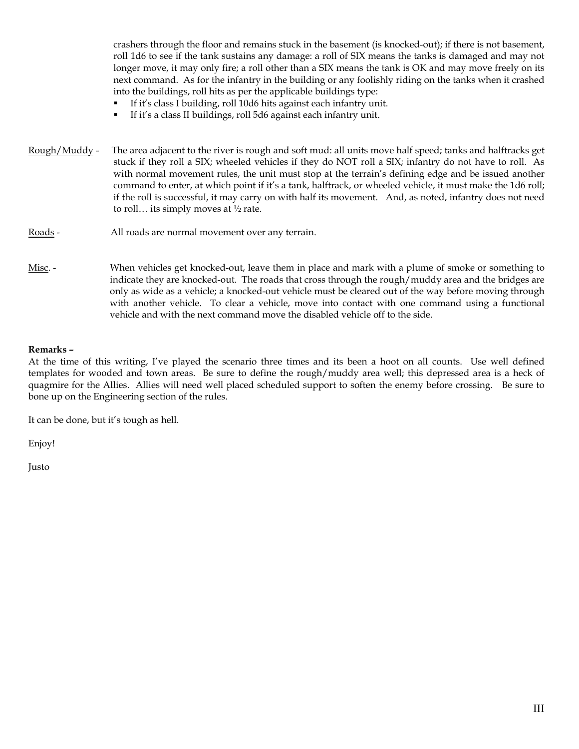crashers through the floor and remains stuck in the basement (is knocked-out); if there is not basement, roll 1d6 to see if the tank sustains any damage: a roll of SIX means the tanks is damaged and may not longer move, it may only fire; a roll other than a SIX means the tank is OK and may move freely on its next command. As for the infantry in the building or any foolishly riding on the tanks when it crashed into the buildings, roll hits as per the applicable buildings type:

- If it's class I building, roll 10d6 hits against each infantry unit.
- If it's a class II buildings, roll 5d6 against each infantry unit.

<u>Rough/Muddy</u> - The area adjacent to the river is rough and soft mud: all units move half speed; tanks and halftracks get stuck if they roll a SIX; wheeled vehicles if they do NOT roll a SIX; infantry do not have to roll. As with normal movement rules, the unit must stop at the terrain's defining edge and be issued another command to enter, at which point if it's a tank, halftrack, or wheeled vehicle, it must make the 1d6 roll; if the roll is successful, it may carry on with half its movement. And, as noted, infantry does not need to roll… its simply moves at ½ rate.

<u>Roads</u> - All roads are normal movement over any terrain.

<u>Misc</u>. - When vehicles get knocked-out, leave them in place and mark with a plume of smoke or something to indicate they are knocked-out. The roads that cross through the rough/muddy area and the bridges are only as wide as a vehicle; a knocked-out vehicle must be cleared out of the way before moving through with another vehicle. To clear a vehicle, move into contact with one command using a functional vehicle and with the next command move the disabled vehicle off to the side.

**Remarks –**

At the time of this writing, I've played the scenario three times and its been a hoot on all counts. Use well defined templates for wooded and town areas. Be sure to define the rough/muddy area well; this depressed area is a heck of quagmire for the Allies. Allies will need well placed scheduled support to soften the enemy before crossing. Be sure to bone up on the Engineering section of the rules.

It can be done, but it's tough as hell.

Enjoy!

Justo